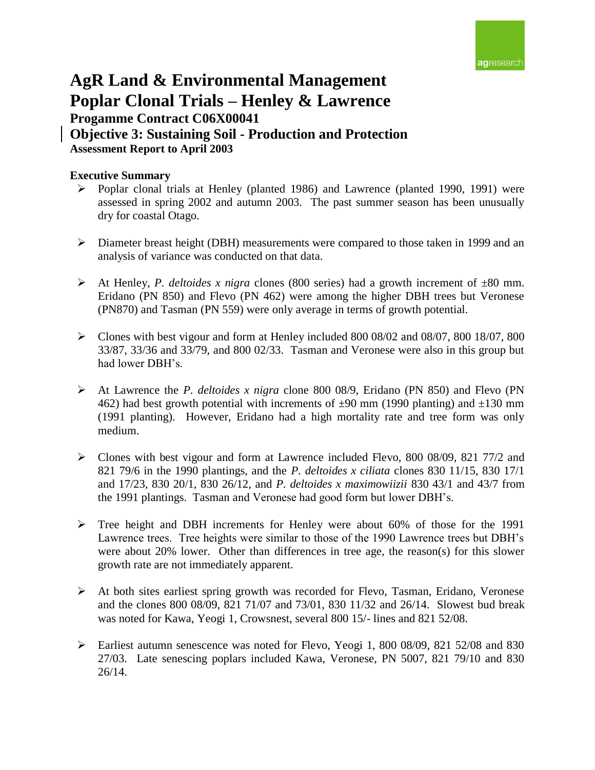# AgR Land & Environmental Management
# Poplar Clonal Trials – Henley & Lawrence

## Progamme Contract C06X00041

## Objective 3: Sustaining Soil - Production and Protection

### Assessment Report to April 2003

**Executive Summary**

- Poplar clonal trials at Henley (planted 1986) and Lawrence (planted 1990, 1991) were assessed in spring 2002 and autumn 2003. The past summer season has been unusually dry for coastal Otago.

- Diameter breast height (DBH) measurements were compared to those taken in 1999 and an analysis of variance was conducted on that data.

- At Henley, *P. deltoides x nigra* clones (800 series) had a growth increment of ±80 mm. Eridano (PN 850) and Flevo (PN 462) were among the higher DBH trees but Veronese (PN870) and Tasman (PN 559) were only average in terms of growth potential.

- Clones with best vigour and form at Henley included 800 08/02 and 08/07, 800 18/07, 800 33/87, 33/36 and 33/79, and 800 02/33. Tasman and Veronese were also in this group but had lower DBH's.

- At Lawrence the *P. deltoides x nigra* clone 800 08/9, Eridano (PN 850) and Flevo (PN 462) had best growth potential with increments of ±90 mm (1990 planting) and ±130 mm (1991 planting). However, Eridano had a high mortality rate and tree form was only medium.

- Clones with best vigour and form at Lawrence included Flevo, 800 08/09, 821 77/2 and 821 79/6 in the 1990 plantings, and the *P. deltoides x ciliata* clones 830 11/15, 830 17/1 and 17/23, 830 20/1, 830 26/12, and *P. deltoides x maximowiizii* 830 43/1 and 43/7 from the 1991 plantings. Tasman and Veronese had good form but lower DBH's.

- Tree height and DBH increments for Henley were about 60% of those for the 1991 Lawrence trees. Tree heights were similar to those of the 1990 Lawrence trees but DBH's were about 20% lower. Other than differences in tree age, the reason(s) for this slower growth rate are not immediately apparent.

- At both sites earliest spring growth was recorded for Flevo, Tasman, Eridano, Veronese and the clones 800 08/09, 821 71/07 and 73/01, 830 11/32 and 26/14. Slowest bud break was noted for Kawa, Yeogi 1, Crowsnest, several 800 15/- lines and 821 52/08.

- Earliest autumn senescence was noted for Flevo, Yeogi 1, 800 08/09, 821 52/08 and 830 27/03. Late senescing poplars included Kawa, Veronese, PN 5007, 821 79/10 and 830 26/14.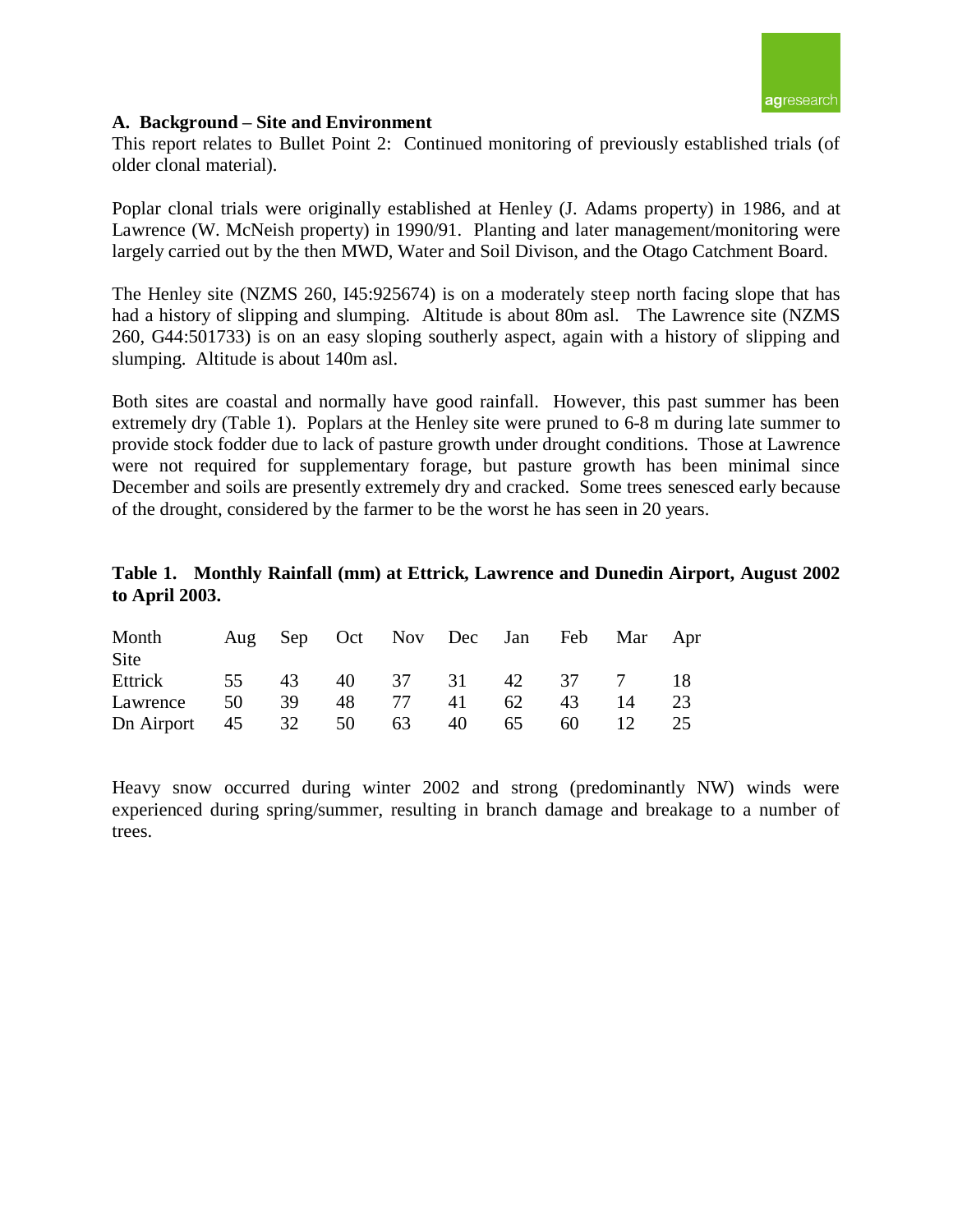## A. Background – Site and Environment

This report relates to Bullet Point 2: Continued monitoring of previously established trials (of older clonal material).

Poplar clonal trials were originally established at Henley (J. Adams property) in 1986, and at Lawrence (W. McNeish property) in 1990/91. Planting and later management/monitoring were largely carried out by the then MWD, Water and Soil Divison, and the Otago Catchment Board.

The Henley site (NZMS 260, I45:925674) is on a moderately steep north facing slope that has had a history of slipping and slumping. Altitude is about 80m asl. The Lawrence site (NZMS 260, G44:501733) is on an easy sloping southerly aspect, again with a history of slipping and slumping. Altitude is about 140m asl.

Both sites are coastal and normally have good rainfall. However, this past summer has been extremely dry (Table 1). Poplars at the Henley site were pruned to 6-8 m during late summer to provide stock fodder due to lack of pasture growth under drought conditions. Those at Lawrence were not required for supplementary forage, but pasture growth has been minimal since December and soils are presently extremely dry and cracked. Some trees senesced early because of the drought, considered by the farmer to be the worst he has seen in 20 years.

**Table 1. Monthly Rainfall (mm) at Ettrick, Lawrence and Dunedin Airport, August 2002 to April 2003.**

| Month<br>Site | Aug | Sep | Oct | Nov | Dec | Jan | Feb | Mar | Apr |
|---|---|---|---|---|---|---|---|---|---|
| Ettrick | 55 | 43 | 40 | 37 | 31 | 42 | 37 | 7 | 18 |
| Lawrence | 50 | 39 | 48 | 77 | 41 | 62 | 43 | 14 | 23 |
| Dn Airport | 45 | 32 | 50 | 63 | 40 | 65 | 60 | 12 | 25 |

Heavy snow occurred during winter 2002 and strong (predominantly NW) winds were experienced during spring/summer, resulting in branch damage and breakage to a number of trees.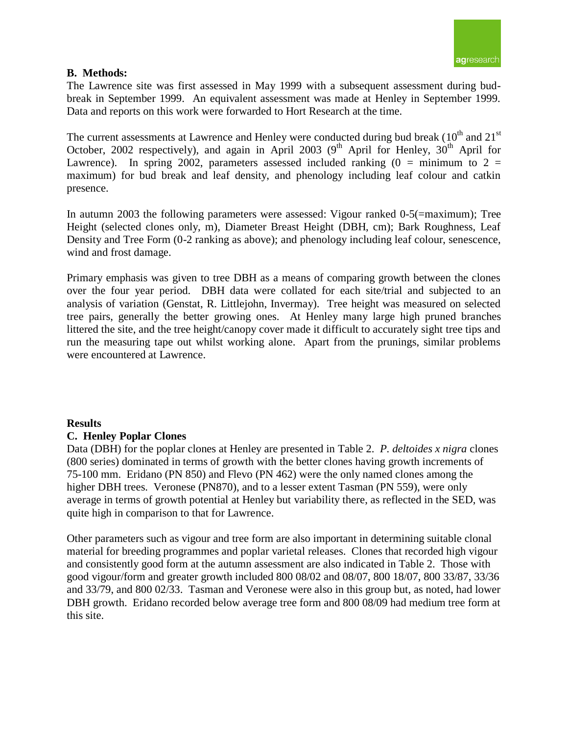## B. Methods:

The Lawrence site was first assessed in May 1999 with a subsequent assessment during bud-break in September 1999. An equivalent assessment was made at Henley in September 1999. Data and reports on this work were forwarded to Hort Research at the time.

The current assessments at Lawrence and Henley were conducted during bud break (10th and 21st October, 2002 respectively), and again in April 2003 (9th April for Henley, 30th April for Lawrence). In spring 2002, parameters assessed included ranking (0 = minimum to 2 = maximum) for bud break and leaf density, and phenology including leaf colour and catkin presence.

In autumn 2003 the following parameters were assessed: Vigour ranked 0-5(=maximum); Tree Height (selected clones only, m), Diameter Breast Height (DBH, cm); Bark Roughness, Leaf Density and Tree Form (0-2 ranking as above); and phenology including leaf colour, senescence, wind and frost damage.

Primary emphasis was given to tree DBH as a means of comparing growth between the clones over the four year period. DBH data were collated for each site/trial and subjected to an analysis of variation (Genstat, R. Littlejohn, Invermay). Tree height was measured on selected tree pairs, generally the better growing ones. At Henley many large high pruned branches littered the site, and the tree height/canopy cover made it difficult to accurately sight tree tips and run the measuring tape out whilst working alone. Apart from the prunings, similar problems were encountered at Lawrence.

## Results

## C. Henley Poplar Clones

Data (DBH) for the poplar clones at Henley are presented in Table 2. *P. deltoides x nigra* clones (800 series) dominated in terms of growth with the better clones having growth increments of 75-100 mm. Eridano (PN 850) and Flevo (PN 462) were the only named clones among the higher DBH trees. Veronese (PN870), and to a lesser extent Tasman (PN 559), were only average in terms of growth potential at Henley but variability there, as reflected in the SED, was quite high in comparison to that for Lawrence.

Other parameters such as vigour and tree form are also important in determining suitable clonal material for breeding programmes and poplar varietal releases. Clones that recorded high vigour and consistently good form at the autumn assessment are also indicated in Table 2. Those with good vigour/form and greater growth included 800 08/02 and 08/07, 800 18/07, 800 33/87, 33/36 and 33/79, and 800 02/33. Tasman and Veronese were also in this group but, as noted, had lower DBH growth. Eridano recorded below average tree form and 800 08/09 had medium tree form at this site.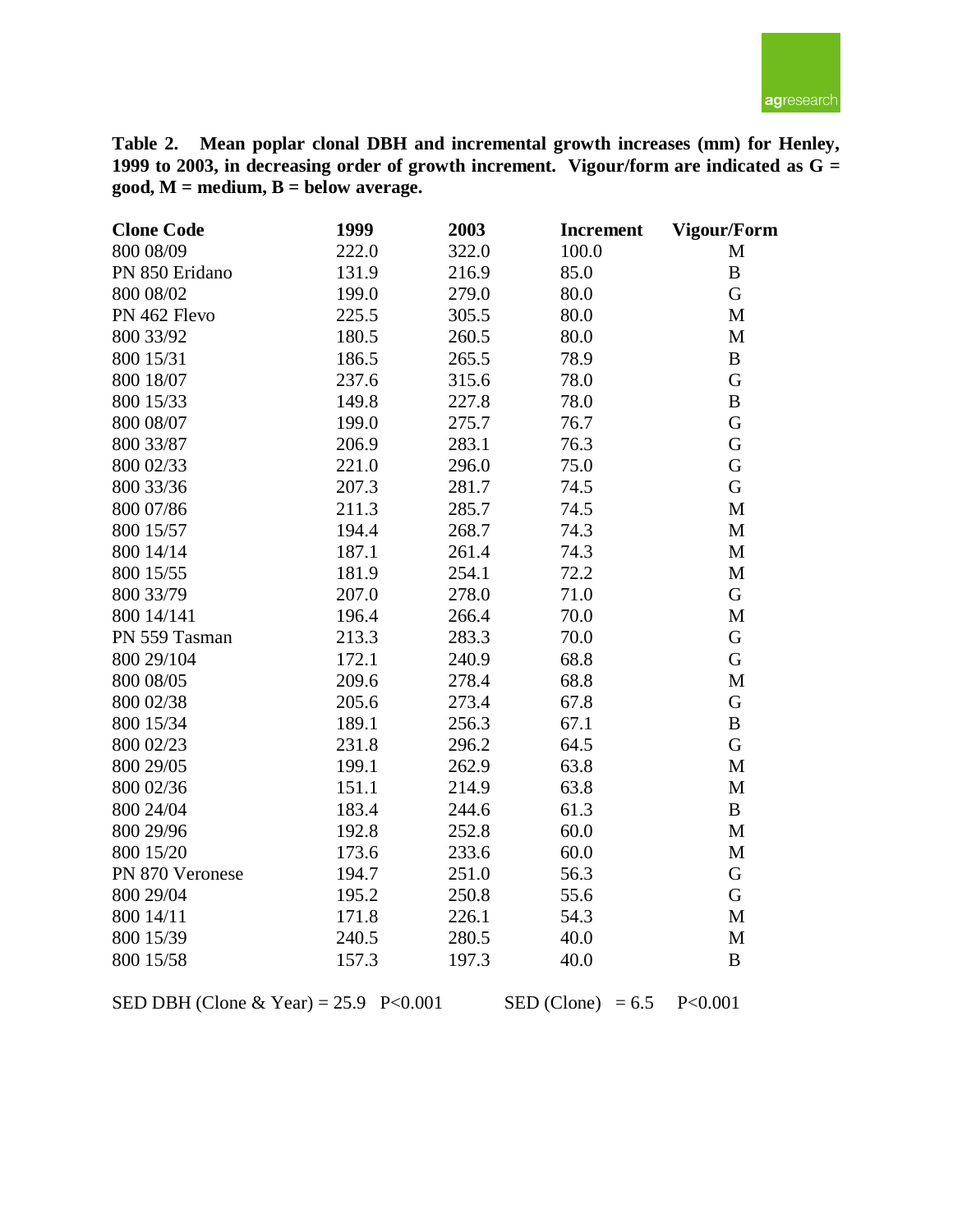**Table 2. Mean poplar clonal DBH and incremental growth increases (mm) for Henley, 1999 to 2003, in decreasing order of growth increment. Vigour/form are indicated as G = good, M = medium, B = below average.**

| Clone Code | 1999 | 2003 | Increment | Vigour/Form |
|---|---|---|---|---|
| 800 08/09 | 222.0 | 322.0 | 100.0 | M |
| PN 850 Eridano | 131.9 | 216.9 | 85.0 | B |
| 800 08/02 | 199.0 | 279.0 | 80.0 | G |
| PN 462 Flevo | 225.5 | 305.5 | 80.0 | M |
| 800 33/92 | 180.5 | 260.5 | 80.0 | M |
| 800 15/31 | 186.5 | 265.5 | 78.9 | B |
| 800 18/07 | 237.6 | 315.6 | 78.0 | G |
| 800 15/33 | 149.8 | 227.8 | 78.0 | B |
| 800 08/07 | 199.0 | 275.7 | 76.7 | G |
| 800 33/87 | 206.9 | 283.1 | 76.3 | G |
| 800 02/33 | 221.0 | 296.0 | 75.0 | G |
| 800 33/36 | 207.3 | 281.7 | 74.5 | G |
| 800 07/86 | 211.3 | 285.7 | 74.5 | M |
| 800 15/57 | 194.4 | 268.7 | 74.3 | M |
| 800 14/14 | 187.1 | 261.4 | 74.3 | M |
| 800 15/55 | 181.9 | 254.1 | 72.2 | M |
| 800 33/79 | 207.0 | 278.0 | 71.0 | G |
| 800 14/141 | 196.4 | 266.4 | 70.0 | M |
| PN 559 Tasman | 213.3 | 283.3 | 70.0 | G |
| 800 29/104 | 172.1 | 240.9 | 68.8 | G |
| 800 08/05 | 209.6 | 278.4 | 68.8 | M |
| 800 02/38 | 205.6 | 273.4 | 67.8 | G |
| 800 15/34 | 189.1 | 256.3 | 67.1 | B |
| 800 02/23 | 231.8 | 296.2 | 64.5 | G |
| 800 29/05 | 199.1 | 262.9 | 63.8 | M |
| 800 02/36 | 151.1 | 214.9 | 63.8 | M |
| 800 24/04 | 183.4 | 244.6 | 61.3 | B |
| 800 29/96 | 192.8 | 252.8 | 60.0 | M |
| 800 15/20 | 173.6 | 233.6 | 60.0 | M |
| PN 870 Veronese | 194.7 | 251.0 | 56.3 | G |
| 800 29/04 | 195.2 | 250.8 | 55.6 | G |
| 800 14/11 | 171.8 | 226.1 | 54.3 | M |
| 800 15/39 | 240.5 | 280.5 | 40.0 | M |
| 800 15/58 | 157.3 | 197.3 | 40.0 | B |

SED DBH (Clone & Year) = 25.9 $P<0.001$ SED (Clone) = 6.5 $P<0.001$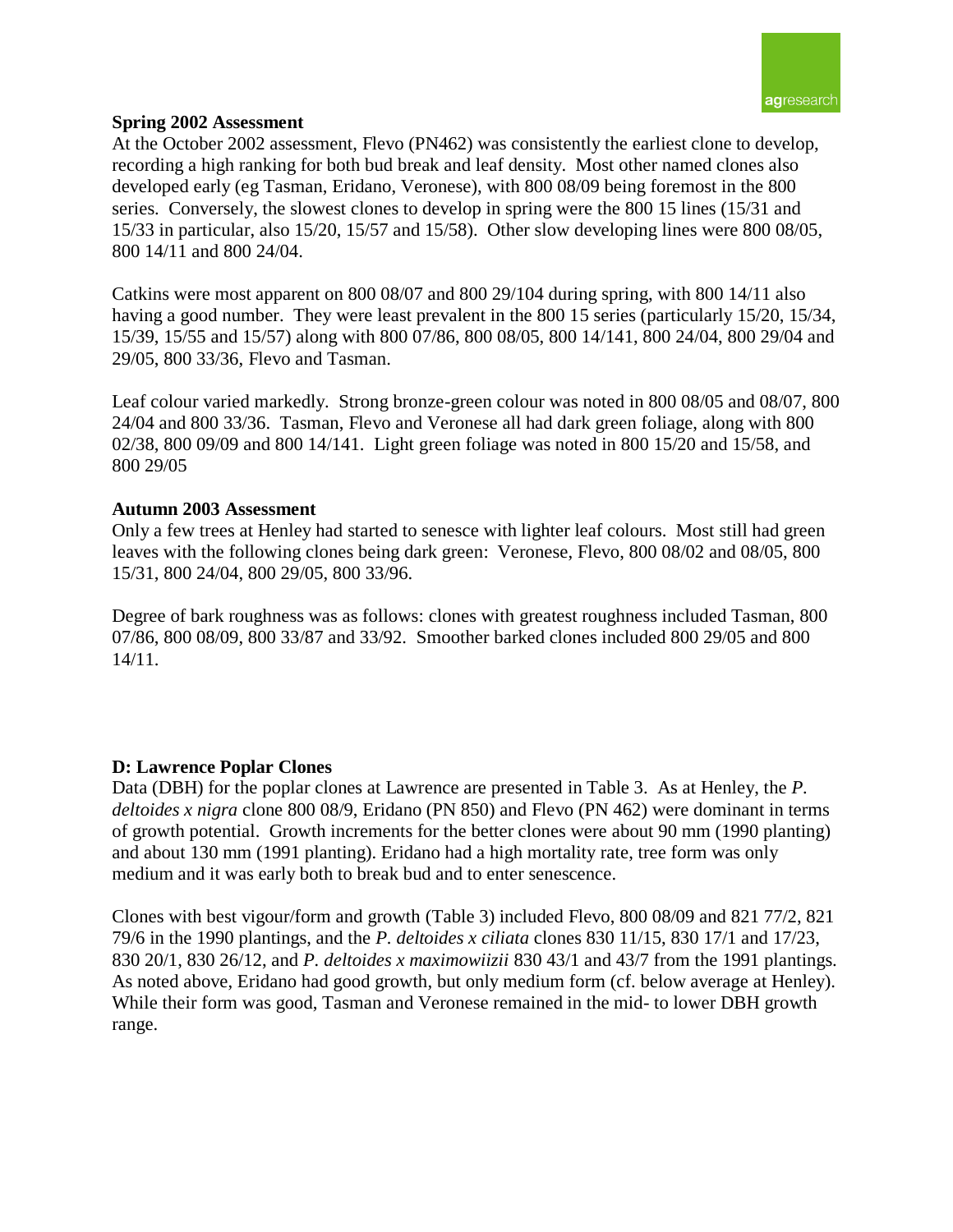**Spring 2002 Assessment**

At the October 2002 assessment, Flevo (PN462) was consistently the earliest clone to develop, recording a high ranking for both bud break and leaf density. Most other named clones also developed early (eg Tasman, Eridano, Veronese), with 800 08/09 being foremost in the 800 series. Conversely, the slowest clones to develop in spring were the 800 15 lines (15/31 and 15/33 in particular, also 15/20, 15/57 and 15/58). Other slow developing lines were 800 08/05, 800 14/11 and 800 24/04.

Catkins were most apparent on 800 08/07 and 800 29/104 during spring, with 800 14/11 also having a good number. They were least prevalent in the 800 15 series (particularly 15/20, 15/34, 15/39, 15/55 and 15/57) along with 800 07/86, 800 08/05, 800 14/141, 800 24/04, 800 29/04 and 29/05, 800 33/36, Flevo and Tasman.

Leaf colour varied markedly. Strong bronze-green colour was noted in 800 08/05 and 08/07, 800 24/04 and 800 33/36. Tasman, Flevo and Veronese all had dark green foliage, along with 800 02/38, 800 09/09 and 800 14/141. Light green foliage was noted in 800 15/20 and 15/58, and 800 29/05

**Autumn 2003 Assessment**

Only a few trees at Henley had started to senesce with lighter leaf colours. Most still had green leaves with the following clones being dark green: Veronese, Flevo, 800 08/02 and 08/05, 800 15/31, 800 24/04, 800 29/05, 800 33/96.

Degree of bark roughness was as follows: clones with greatest roughness included Tasman, 800 07/86, 800 08/09, 800 33/87 and 33/92. Smoother barked clones included 800 29/05 and 800 14/11.

**D: Lawrence Poplar Clones**

Data (DBH) for the poplar clones at Lawrence are presented in Table 3. As at Henley, the *P. deltoides x nigra* clone 800 08/9, Eridano (PN 850) and Flevo (PN 462) were dominant in terms of growth potential. Growth increments for the better clones were about 90 mm (1990 planting) and about 130 mm (1991 planting). Eridano had a high mortality rate, tree form was only medium and it was early both to break bud and to enter senescence.

Clones with best vigour/form and growth (Table 3) included Flevo, 800 08/09 and 821 77/2, 821 79/6 in the 1990 plantings, and the *P. deltoides x ciliata* clones 830 11/15, 830 17/1 and 17/23, 830 20/1, 830 26/12, and *P. deltoides x maximowiizii* 830 43/1 and 43/7 from the 1991 plantings. As noted above, Eridano had good growth, but only medium form (cf. below average at Henley). While their form was good, Tasman and Veronese remained in the mid- to lower DBH growth range.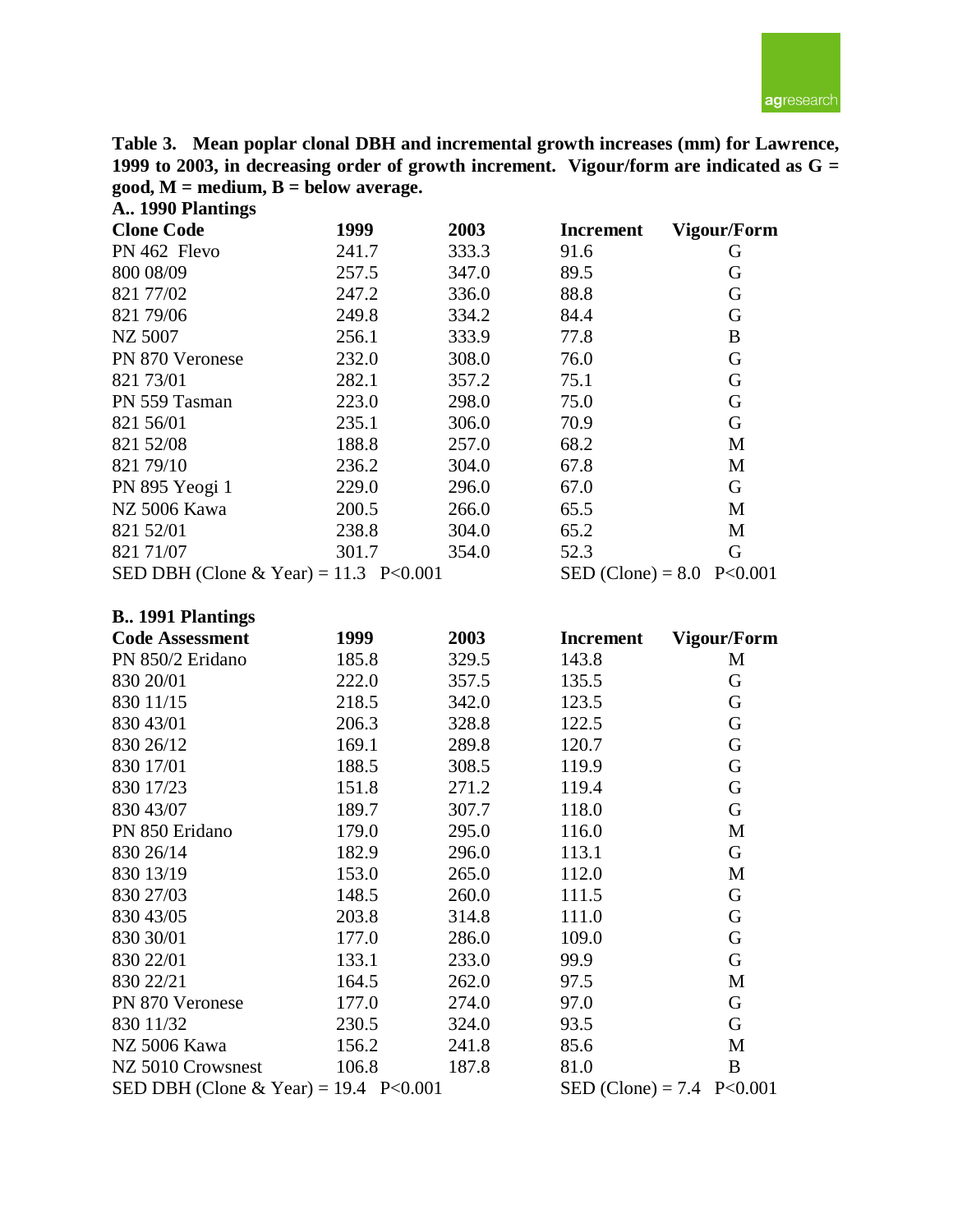**Table 3. Mean poplar clonal DBH and incremental growth increases (mm) for Lawrence, 1999 to 2003, in decreasing order of growth increment. Vigour/form are indicated as G = good, M = medium, B = below average.**

**A.. 1990 Plantings**

| Clone Code | 1999 | 2003 | Increment | Vigour/Form |
|---|---|---|---|---|
| PN 462 Flevo | 241.7 | 333.3 | 91.6 | G |
| 800 08/09 | 257.5 | 347.0 | 89.5 | G |
| 821 77/02 | 247.2 | 336.0 | 88.8 | G |
| 821 79/06 | 249.8 | 334.2 | 84.4 | G |
| NZ 5007 | 256.1 | 333.9 | 77.8 | B |
| PN 870 Veronese | 232.0 | 308.0 | 76.0 | G |
| 821 73/01 | 282.1 | 357.2 | 75.1 | G |
| PN 559 Tasman | 223.0 | 298.0 | 75.0 | G |
| 821 56/01 | 235.1 | 306.0 | 70.9 | G |
| 821 52/08 | 188.8 | 257.0 | 68.2 | M |
| 821 79/10 | 236.2 | 304.0 | 67.8 | M |
| PN 895 Yeogi 1 | 229.0 | 296.0 | 67.0 | G |
| NZ 5006 Kawa | 200.5 | 266.0 | 65.5 | M |
| 821 52/01 | 238.8 | 304.0 | 65.2 | M |
| 821 71/07 | 301.7 | 354.0 | 52.3 | G |
| SED DBH (Clone & Year) = 11.3 P<0.001 | | | SED (Clone) = 8.0 P<0.001 | |

**B.. 1991 Plantings**

| Code Assessment | 1999 | 2003 | Increment | Vigour/Form |
|---|---|---|---|---|
| PN 850/2 Eridano | 185.8 | 329.5 | 143.8 | M |
| 830 20/01 | 222.0 | 357.5 | 135.5 | G |
| 830 11/15 | 218.5 | 342.0 | 123.5 | G |
| 830 43/01 | 206.3 | 328.8 | 122.5 | G |
| 830 26/12 | 169.1 | 289.8 | 120.7 | G |
| 830 17/01 | 188.5 | 308.5 | 119.9 | G |
| 830 17/23 | 151.8 | 271.2 | 119.4 | G |
| 830 43/07 | 189.7 | 307.7 | 118.0 | G |
| PN 850 Eridano | 179.0 | 295.0 | 116.0 | M |
| 830 26/14 | 182.9 | 296.0 | 113.1 | G |
| 830 13/19 | 153.0 | 265.0 | 112.0 | M |
| 830 27/03 | 148.5 | 260.0 | 111.5 | G |
| 830 43/05 | 203.8 | 314.8 | 111.0 | G |
| 830 30/01 | 177.0 | 286.0 | 109.0 | G |
| 830 22/01 | 133.1 | 233.0 | 99.9 | G |
| 830 22/21 | 164.5 | 262.0 | 97.5 | M |
| PN 870 Veronese | 177.0 | 274.0 | 97.0 | G |
| 830 11/32 | 230.5 | 324.0 | 93.5 | G |
| NZ 5006 Kawa | 156.2 | 241.8 | 85.6 | M |
| NZ 5010 Crowsnest | 106.8 | 187.8 | 81.0 | B |
| SED DBH (Clone & Year) = 19.4 P<0.001 | | | SED (Clone) = 7.4 P<0.001 | |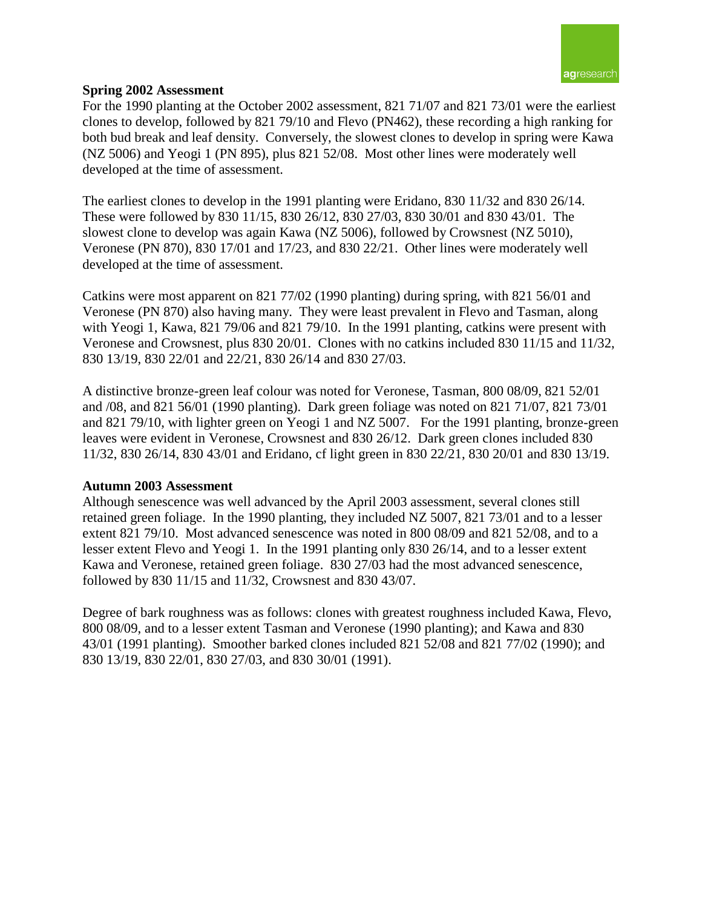**Spring 2002 Assessment**

For the 1990 planting at the October 2002 assessment, 821 71/07 and 821 73/01 were the earliest clones to develop, followed by 821 79/10 and Flevo (PN462), these recording a high ranking for both bud break and leaf density. Conversely, the slowest clones to develop in spring were Kawa (NZ 5006) and Yeogi 1 (PN 895), plus 821 52/08. Most other lines were moderately well developed at the time of assessment.

The earliest clones to develop in the 1991 planting were Eridano, 830 11/32 and 830 26/14. These were followed by 830 11/15, 830 26/12, 830 27/03, 830 30/01 and 830 43/01. The slowest clone to develop was again Kawa (NZ 5006), followed by Crowsnest (NZ 5010), Veronese (PN 870), 830 17/01 and 17/23, and 830 22/21. Other lines were moderately well developed at the time of assessment.

Catkins were most apparent on 821 77/02 (1990 planting) during spring, with 821 56/01 and Veronese (PN 870) also having many. They were least prevalent in Flevo and Tasman, along with Yeogi 1, Kawa, 821 79/06 and 821 79/10. In the 1991 planting, catkins were present with Veronese and Crowsnest, plus 830 20/01. Clones with no catkins included 830 11/15 and 11/32, 830 13/19, 830 22/01 and 22/21, 830 26/14 and 830 27/03.

A distinctive bronze-green leaf colour was noted for Veronese, Tasman, 800 08/09, 821 52/01 and /08, and 821 56/01 (1990 planting). Dark green foliage was noted on 821 71/07, 821 73/01 and 821 79/10, with lighter green on Yeogi 1 and NZ 5007. For the 1991 planting, bronze-green leaves were evident in Veronese, Crowsnest and 830 26/12. Dark green clones included 830 11/32, 830 26/14, 830 43/01 and Eridano, cf light green in 830 22/21, 830 20/01 and 830 13/19.

**Autumn 2003 Assessment**

Although senescence was well advanced by the April 2003 assessment, several clones still retained green foliage. In the 1990 planting, they included NZ 5007, 821 73/01 and to a lesser extent 821 79/10. Most advanced senescence was noted in 800 08/09 and 821 52/08, and to a lesser extent Flevo and Yeogi 1. In the 1991 planting only 830 26/14, and to a lesser extent Kawa and Veronese, retained green foliage. 830 27/03 had the most advanced senescence, followed by 830 11/15 and 11/32, Crowsnest and 830 43/07.

Degree of bark roughness was as follows: clones with greatest roughness included Kawa, Flevo, 800 08/09, and to a lesser extent Tasman and Veronese (1990 planting); and Kawa and 830 43/01 (1991 planting). Smoother barked clones included 821 52/08 and 821 77/02 (1990); and 830 13/19, 830 22/01, 830 27/03, and 830 30/01 (1991).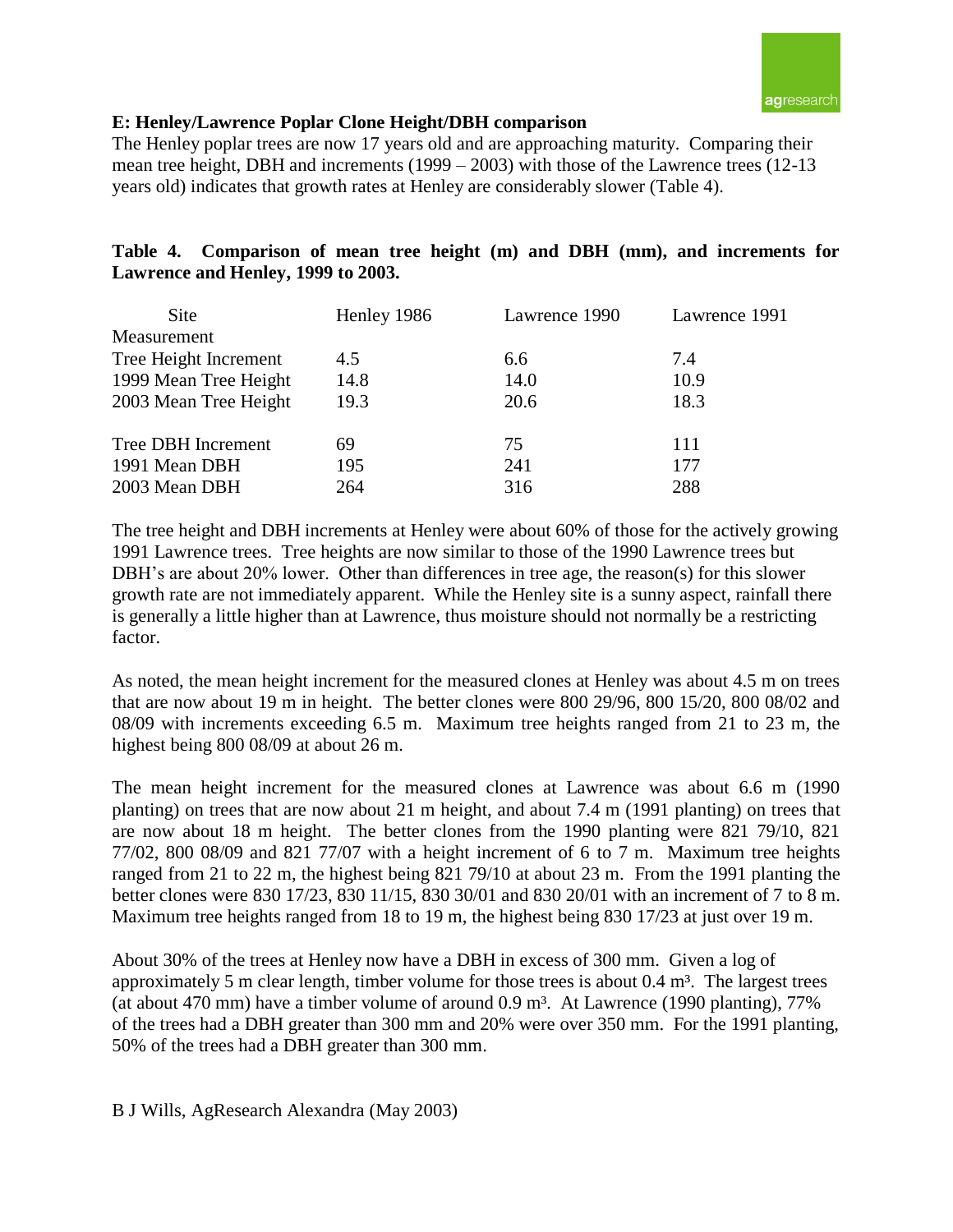### E: Henley/Lawrence Poplar Clone Height/DBH comparison

The Henley poplar trees are now 17 years old and are approaching maturity. Comparing their mean tree height, DBH and increments (1999 – 2003) with those of the Lawrence trees (12-13 years old) indicates that growth rates at Henley are considerably slower (Table 4).

**Table 4. Comparison of mean tree height (m) and DBH (mm), and increments for Lawrence and Henley, 1999 to 2003.**

| Site<br>Measurement | Henley 1986 | Lawrence 1990 | Lawrence 1991 |
|---|---|---|---|
| Tree Height Increment | 4.5 | 6.6 | 7.4 |
| 1999 Mean Tree Height | 14.8 | 14.0 | 10.9 |
| 2003 Mean Tree Height | 19.3 | 20.6 | 18.3 |
| | | | |
| Tree DBH Increment | 69 | 75 | 111 |
| 1991 Mean DBH | 195 | 241 | 177 |
| 2003 Mean DBH | 264 | 316 | 288 |

The tree height and DBH increments at Henley were about 60% of those for the actively growing 1991 Lawrence trees. Tree heights are now similar to those of the 1990 Lawrence trees but DBH's are about 20% lower. Other than differences in tree age, the reason(s) for this slower growth rate are not immediately apparent. While the Henley site is a sunny aspect, rainfall there is generally a little higher than at Lawrence, thus moisture should not normally be a restricting factor.

As noted, the mean height increment for the measured clones at Henley was about 4.5 m on trees that are now about 19 m in height. The better clones were 800 29/96, 800 15/20, 800 08/02 and 08/09 with increments exceeding 6.5 m. Maximum tree heights ranged from 21 to 23 m, the highest being 800 08/09 at about 26 m.

The mean height increment for the measured clones at Lawrence was about 6.6 m (1990 planting) on trees that are now about 21 m height, and about 7.4 m (1991 planting) on trees that are now about 18 m height. The better clones from the 1990 planting were 821 79/10, 821 77/02, 800 08/09 and 821 77/07 with a height increment of 6 to 7 m. Maximum tree heights ranged from 21 to 22 m, the highest being 821 79/10 at about 23 m. From the 1991 planting the better clones were 830 17/23, 830 11/15, 830 30/01 and 830 20/01 with an increment of 7 to 8 m. Maximum tree heights ranged from 18 to 19 m, the highest being 830 17/23 at just over 19 m.

About 30% of the trees at Henley now have a DBH in excess of 300 mm. Given a log of approximately 5 m clear length, timber volume for those trees is about 0.4 $m^3$. The largest trees (at about 470 mm) have a timber volume of around 0.9 $m^3$. At Lawrence (1990 planting), 77% of the trees had a DBH greater than 300 mm and 20% were over 350 mm. For the 1991 planting, 50% of the trees had a DBH greater than 300 mm.

B J Wills, AgResearch Alexandra (May 2003)